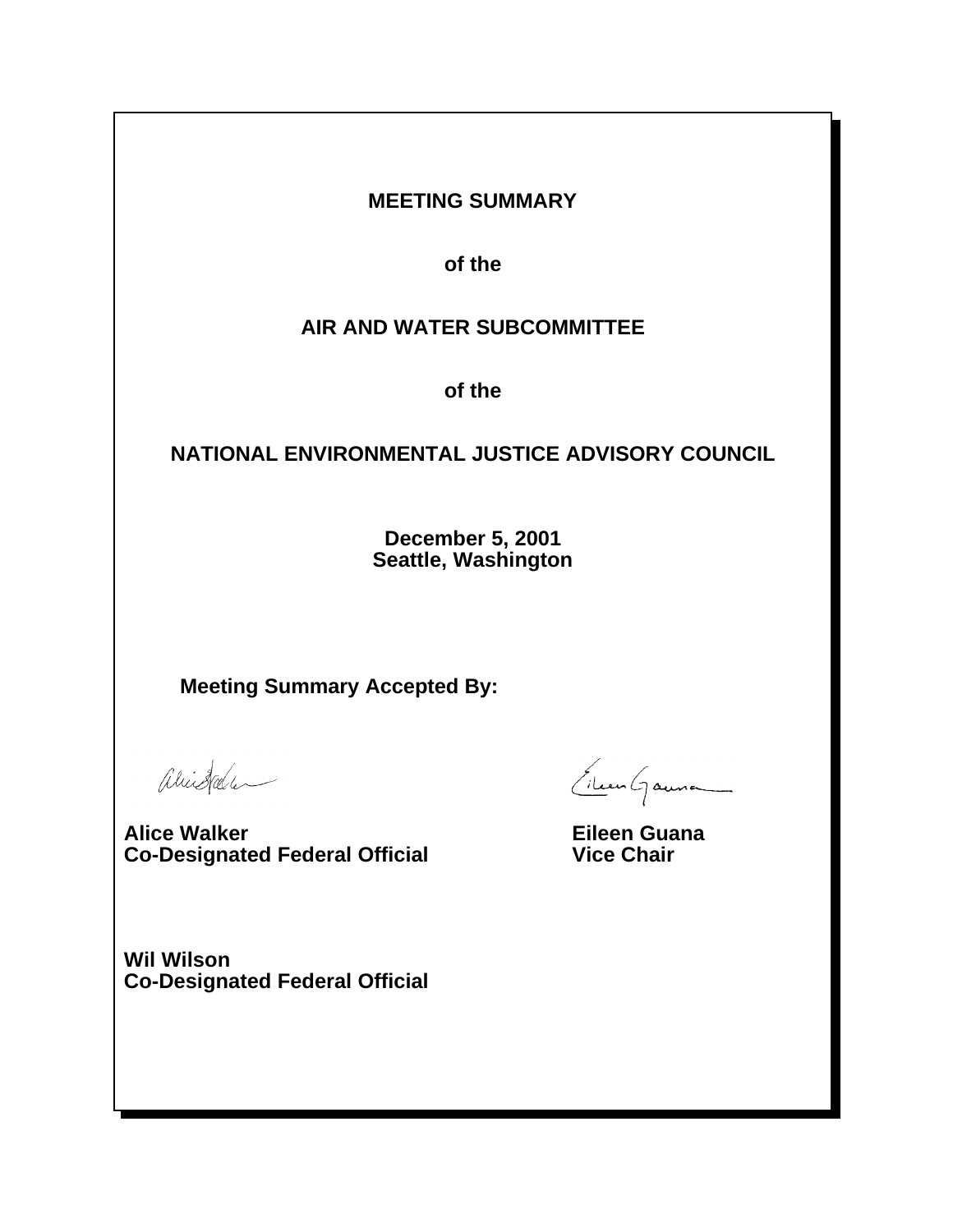# MEETING SUMMARY

## of the

## AIR AND WATER SUBCOMMITTEE

## of the

## NATIONAL ENVIRONMENTAL JUSTICE ADVISORY COUNCIL

**December 5, 2001**
**Seattle, Washington**

**Meeting Summary Accepted By:**

**Alice Walker**
**Co-Designated Federal Official**

**Eileen Guana**
**Vice Chair**

**Wil Wilson**
**Co-Designated Federal Official**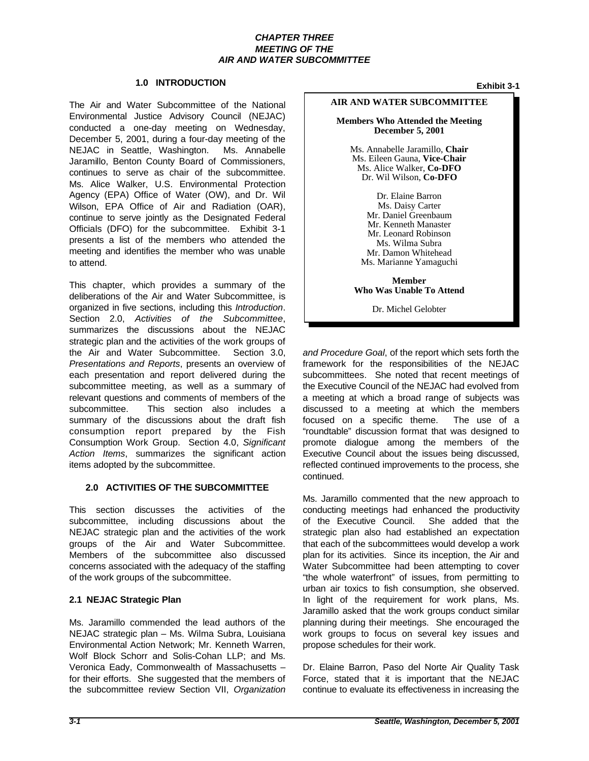**CHAPTER THREE**
**MEETING OF THE**
**AIR AND WATER SUBCOMMITTEE**

## 1.0 INTRODUCTION

The Air and Water Subcommittee of the National Environmental Justice Advisory Council (NEJAC) conducted a one-day meeting on Wednesday, December 5, 2001, during a four-day meeting of the NEJAC in Seattle, Washington. Ms. Annabelle Jaramillo, Benton County Board of Commissioners, continues to serve as chair of the subcommittee. Ms. Alice Walker, U.S. Environmental Protection Agency (EPA) Office of Water (OW), and Dr. Wil Wilson, EPA Office of Air and Radiation (OAR), continue to serve jointly as the Designated Federal Officials (DFO) for the subcommittee. Exhibit 3-1 presents a list of the members who attended the meeting and identifies the member who was unable to attend.

**Exhibit 3-1**

**AIR AND WATER SUBCOMMITTEE**

**Members Who Attended the Meeting**
**December 5, 2001**

Ms. Annabelle Jaramillo, **Chair**
Ms. Eileen Gauna, **Vice-Chair**
Ms. Alice Walker, **Co-DFO**
Dr. Wil Wilson, **Co-DFO**

Dr. Elaine Barron
Ms. Daisy Carter
Mr. Daniel Greenbaum
Mr. Kenneth Manaster
Mr. Leonard Robinson
Ms. Wilma Subra
Mr. Damon Whitehead
Ms. Marianne Yamaguchi

**Member**
**Who Was Unable To Attend**

Dr. Michel Gelobter

This chapter, which provides a summary of the deliberations of the Air and Water Subcommittee, is organized in five sections, including this *Introduction*. Section 2.0, *Activities of the Subcommittee*, summarizes the discussions about the NEJAC strategic plan and the activities of the work groups of the Air and Water Subcommittee. Section 3.0, *Presentations and Reports*, presents an overview of each presentation and report delivered during the subcommittee meeting, as well as a summary of relevant questions and comments of members of the subcommittee. This section also includes a summary of the discussions about the draft fish consumption report prepared by the Fish Consumption Work Group. Section 4.0, *Significant Action Items*, summarizes the significant action items adopted by the subcommittee.

## 2.0 ACTIVITIES OF THE SUBCOMMITTEE

This section discusses the activities of the subcommittee, including discussions about the NEJAC strategic plan and the activities of the work groups of the Air and Water Subcommittee. Members of the subcommittee also discussed concerns associated with the adequacy of the staffing of the work groups of the subcommittee.

### 2.1 NEJAC Strategic Plan

Ms. Jaramillo commended the lead authors of the NEJAC strategic plan – Ms. Wilma Subra, Louisiana Environmental Action Network; Mr. Kenneth Warren, Wolf Block Schorr and Solis-Cohan LLP; and Ms. Veronica Eady, Commonwealth of Massachusetts – for their efforts. She suggested that the members of the subcommittee review Section VII, *Organization and Procedure Goal*, of the report which sets forth the framework for the responsibilities of the NEJAC subcommittees. She noted that recent meetings of the Executive Council of the NEJAC had evolved from a meeting at which a broad range of subjects was discussed to a meeting at which the members focused on a specific theme. The use of a "roundtable" discussion format that was designed to promote dialogue among the members of the Executive Council about the issues being discussed, reflected continued improvements to the process, she continued.

Ms. Jaramillo commented that the new approach to conducting meetings had enhanced the productivity of the Executive Council. She added that the strategic plan also had established an expectation that each of the subcommittees would develop a work plan for its activities. Since its inception, the Air and Water Subcommittee had been attempting to cover "the whole waterfront" of issues, from permitting to urban air toxics to fish consumption, she observed. In light of the requirement for work plans, Ms. Jaramillo asked that the work groups conduct similar planning during their meetings. She encouraged the work groups to focus on several key issues and propose schedules for their work.

Dr. Elaine Barron, Paso del Norte Air Quality Task Force, stated that it is important that the NEJAC continue to evaluate its effectiveness in increasing the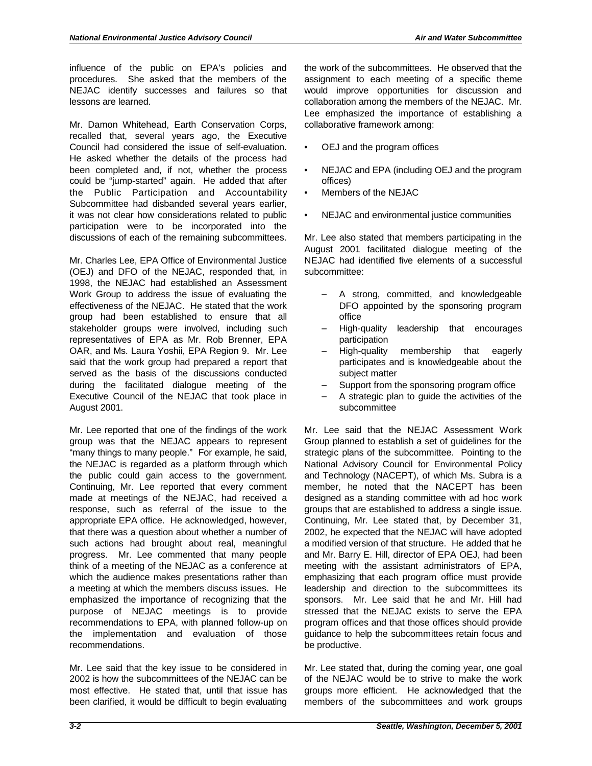influence of the public on EPA's policies and procedures. She asked that the members of the NEJAC identify successes and failures so that lessons are learned.

Mr. Damon Whitehead, Earth Conservation Corps, recalled that, several years ago, the Executive Council had considered the issue of self-evaluation. He asked whether the details of the process had been completed and, if not, whether the process could be "jump-started" again. He added that after the Public Participation and Accountability Subcommittee had disbanded several years earlier, it was not clear how considerations related to public participation were to be incorporated into the discussions of each of the remaining subcommittees.

Mr. Charles Lee, EPA Office of Environmental Justice (OEJ) and DFO of the NEJAC, responded that, in 1998, the NEJAC had established an Assessment Work Group to address the issue of evaluating the effectiveness of the NEJAC. He stated that the work group had been established to ensure that all stakeholder groups were involved, including such representatives of EPA as Mr. Rob Brenner, EPA OAR, and Ms. Laura Yoshii, EPA Region 9. Mr. Lee said that the work group had prepared a report that served as the basis of the discussions conducted during the facilitated dialogue meeting of the Executive Council of the NEJAC that took place in August 2001.

Mr. Lee reported that one of the findings of the work group was that the NEJAC appears to represent "many things to many people." For example, he said, the NEJAC is regarded as a platform through which the public could gain access to the government. Continuing, Mr. Lee reported that every comment made at meetings of the NEJAC, had received a response, such as referral of the issue to the appropriate EPA office. He acknowledged, however, that there was a question about whether a number of such actions had brought about real, meaningful progress. Mr. Lee commented that many people think of a meeting of the NEJAC as a conference at which the audience makes presentations rather than a meeting at which the members discuss issues. He emphasized the importance of recognizing that the purpose of NEJAC meetings is to provide recommendations to EPA, with planned follow-up on the implementation and evaluation of those recommendations.

Mr. Lee said that the key issue to be considered in 2002 is how the subcommittees of the NEJAC can be most effective. He stated that, until that issue has been clarified, it would be difficult to begin evaluating the work of the subcommittees. He observed that the assignment to each meeting of a specific theme would improve opportunities for discussion and collaboration among the members of the NEJAC. Mr. Lee emphasized the importance of establishing a collaborative framework among:

- OEJ and the program offices
- NEJAC and EPA (including OEJ and the program offices)
- Members of the NEJAC
- NEJAC and environmental justice communities

Mr. Lee also stated that members participating in the August 2001 facilitated dialogue meeting of the NEJAC had identified five elements of a successful subcommittee:

- A strong, committed, and knowledgeable DFO appointed by the sponsoring program office
- High-quality leadership that encourages participation
- High-quality membership that eagerly participates and is knowledgeable about the subject matter
- Support from the sponsoring program office
- A strategic plan to guide the activities of the subcommittee

Mr. Lee said that the NEJAC Assessment Work Group planned to establish a set of guidelines for the strategic plans of the subcommittee. Pointing to the National Advisory Council for Environmental Policy and Technology (NACEPT), of which Ms. Subra is a member, he noted that the NACEPT has been designed as a standing committee with ad hoc work groups that are established to address a single issue. Continuing, Mr. Lee stated that, by December 31, 2002, he expected that the NEJAC will have adopted a modified version of that structure. He added that he and Mr. Barry E. Hill, director of EPA OEJ, had been meeting with the assistant administrators of EPA, emphasizing that each program office must provide leadership and direction to the subcommittees its sponsors. Mr. Lee said that he and Mr. Hill had stressed that the NEJAC exists to serve the EPA program offices and that those offices should provide guidance to help the subcommittees retain focus and be productive.

Mr. Lee stated that, during the coming year, one goal of the NEJAC would be to strive to make the work groups more efficient. He acknowledged that the members of the subcommittees and work groups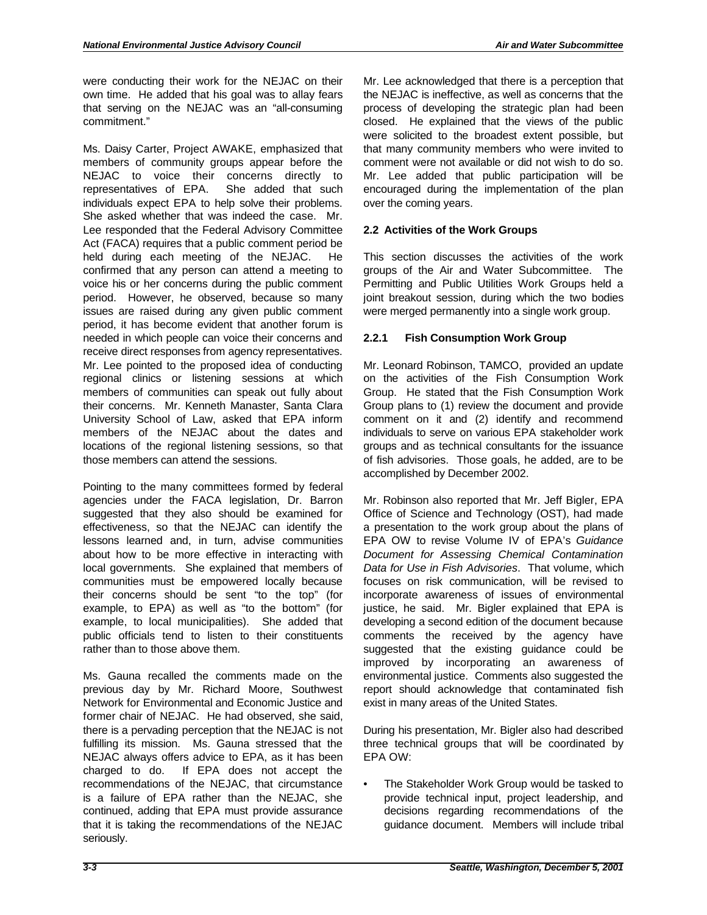were conducting their work for the NEJAC on their own time. He added that his goal was to allay fears that serving on the NEJAC was an "all-consuming commitment."

Ms. Daisy Carter, Project AWAKE, emphasized that members of community groups appear before the NEJAC to voice their concerns directly to representatives of EPA. She added that such individuals expect EPA to help solve their problems. She asked whether that was indeed the case. Mr. Lee responded that the Federal Advisory Committee Act (FACA) requires that a public comment period be held during each meeting of the NEJAC. He confirmed that any person can attend a meeting to voice his or her concerns during the public comment period. However, he observed, because so many issues are raised during any given public comment period, it has become evident that another forum is needed in which people can voice their concerns and receive direct responses from agency representatives. Mr. Lee pointed to the proposed idea of conducting regional clinics or listening sessions at which members of communities can speak out fully about their concerns. Mr. Kenneth Manaster, Santa Clara University School of Law, asked that EPA inform members of the NEJAC about the dates and locations of the regional listening sessions, so that those members can attend the sessions.

Pointing to the many committees formed by federal agencies under the FACA legislation, Dr. Barron suggested that they also should be examined for effectiveness, so that the NEJAC can identify the lessons learned and, in turn, advise communities about how to be more effective in interacting with local governments. She explained that members of communities must be empowered locally because their concerns should be sent "to the top" (for example, to EPA) as well as "to the bottom" (for example, to local municipalities). She added that public officials tend to listen to their constituents rather than to those above them.

Ms. Gauna recalled the comments made on the previous day by Mr. Richard Moore, Southwest Network for Environmental and Economic Justice and former chair of NEJAC. He had observed, she said, there is a pervading perception that the NEJAC is not fulfilling its mission. Ms. Gauna stressed that the NEJAC always offers advice to EPA, as it has been charged to do. If EPA does not accept the recommendations of the NEJAC, that circumstance is a failure of EPA rather than the NEJAC, she continued, adding that EPA must provide assurance that it is taking the recommendations of the NEJAC seriously.

Mr. Lee acknowledged that there is a perception that the NEJAC is ineffective, as well as concerns that the process of developing the strategic plan had been closed. He explained that the views of the public were solicited to the broadest extent possible, but that many community members who were invited to comment were not available or did not wish to do so. Mr. Lee added that public participation will be encouraged during the implementation of the plan over the coming years.

## 2.2 Activities of the Work Groups

This section discusses the activities of the work groups of the Air and Water Subcommittee. The Permitting and Public Utilities Work Groups held a joint breakout session, during which the two bodies were merged permanently into a single work group.

### 2.2.1 Fish Consumption Work Group

Mr. Leonard Robinson, TAMCO, provided an update on the activities of the Fish Consumption Work Group. He stated that the Fish Consumption Work Group plans to (1) review the document and provide comment on it and (2) identify and recommend individuals to serve on various EPA stakeholder work groups and as technical consultants for the issuance of fish advisories. Those goals, he added, are to be accomplished by December 2002.

Mr. Robinson also reported that Mr. Jeff Bigler, EPA Office of Science and Technology (OST), had made a presentation to the work group about the plans of EPA OW to revise Volume IV of EPA's *Guidance Document for Assessing Chemical Contamination Data for Use in Fish Advisories*. That volume, which focuses on risk communication, will be revised to incorporate awareness of issues of environmental justice, he said. Mr. Bigler explained that EPA is developing a second edition of the document because comments the received by the agency have suggested that the existing guidance could be improved by incorporating an awareness of environmental justice. Comments also suggested the report should acknowledge that contaminated fish exist in many areas of the United States.

During his presentation, Mr. Bigler also had described three technical groups that will be coordinated by EPA OW:

- The Stakeholder Work Group would be tasked to provide technical input, project leadership, and decisions regarding recommendations of the guidance document. Members will include tribal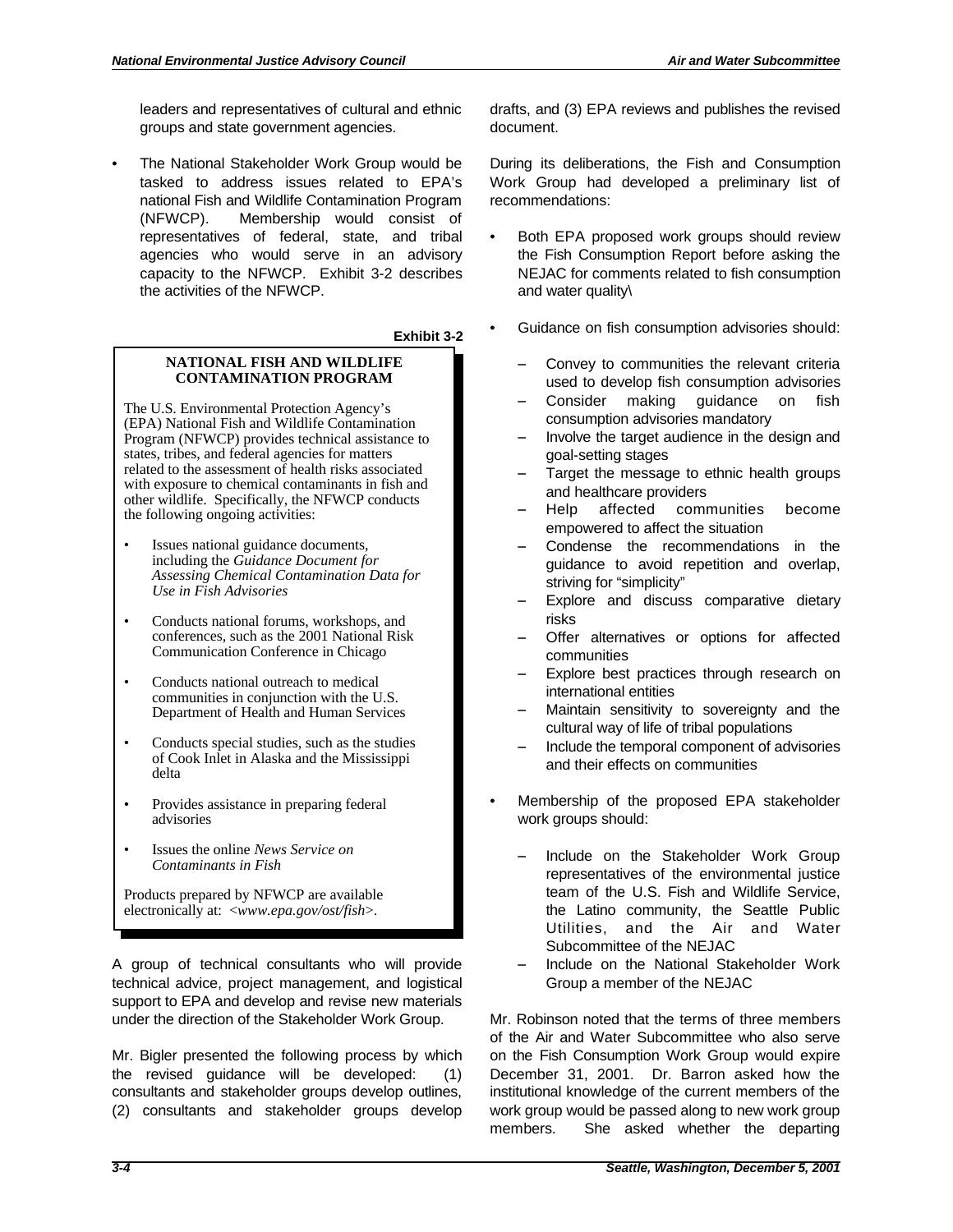leaders and representatives of cultural and ethnic groups and state government agencies.

- The National Stakeholder Work Group would be tasked to address issues related to EPA's national Fish and Wildlife Contamination Program (NFWCP). Membership would consist of representatives of federal, state, and tribal agencies who would serve in an advisory capacity to the NFWCP. Exhibit 3-2 describes the activities of the NFWCP.

**Exhibit 3-2**

> **NATIONAL FISH AND WILDLIFE CONTAMINATION PROGRAM**
>
> The U.S. Environmental Protection Agency's (EPA) National Fish and Wildlife Contamination Program (NFWCP) provides technical assistance to states, tribes, and federal agencies for matters related to the assessment of health risks associated with exposure to chemical contaminants in fish and other wildlife. Specifically, the NFWCP conducts the following ongoing activities:
>
> - Issues national guidance documents, including the *Guidance Document for Assessing Chemical Contamination Data for Use in Fish Advisories*
> - Conducts national forums, workshops, and conferences, such as the 2001 National Risk Communication Conference in Chicago
> - Conducts national outreach to medical communities in conjunction with the U.S. Department of Health and Human Services
> - Conducts special studies, such as the studies of Cook Inlet in Alaska and the Mississippi delta
> - Provides assistance in preparing federal advisories
> - Issues the online *News Service on Contaminants in Fish*
>
> Products prepared by NFWCP are available electronically at: *<www.epa.gov/ost/fish>*.

A group of technical consultants who will provide technical advice, project management, and logistical support to EPA and develop and revise new materials under the direction of the Stakeholder Work Group.

Mr. Bigler presented the following process by which the revised guidance will be developed: (1) consultants and stakeholder groups develop outlines, (2) consultants and stakeholder groups develop drafts, and (3) EPA reviews and publishes the revised document.

During its deliberations, the Fish and Consumption Work Group had developed a preliminary list of recommendations:

- Both EPA proposed work groups should review the Fish Consumption Report before asking the NEJAC for comments related to fish consumption and water quality\
- Guidance on fish consumption advisories should:
  - Convey to communities the relevant criteria used to develop fish consumption advisories
  - Consider making guidance on fish consumption advisories mandatory
  - Involve the target audience in the design and goal-setting stages
  - Target the message to ethnic health groups and healthcare providers
  - Help affected communities become empowered to affect the situation
  - Condense the recommendations in the guidance to avoid repetition and overlap, striving for "simplicity"
  - Explore and discuss comparative dietary risks
  - Offer alternatives or options for affected communities
  - Explore best practices through research on international entities
  - Maintain sensitivity to sovereignty and the cultural way of life of tribal populations
  - Include the temporal component of advisories and their effects on communities
- Membership of the proposed EPA stakeholder work groups should:
  - Include on the Stakeholder Work Group representatives of the environmental justice team of the U.S. Fish and Wildlife Service, the Latino community, the Seattle Public Utilities, and the Air and Water Subcommittee of the NEJAC
  - Include on the National Stakeholder Work Group a member of the NEJAC

Mr. Robinson noted that the terms of three members of the Air and Water Subcommittee who also serve on the Fish Consumption Work Group would expire December 31, 2001. Dr. Barron asked how the institutional knowledge of the current members of the work group would be passed along to new work group members. She asked whether the departing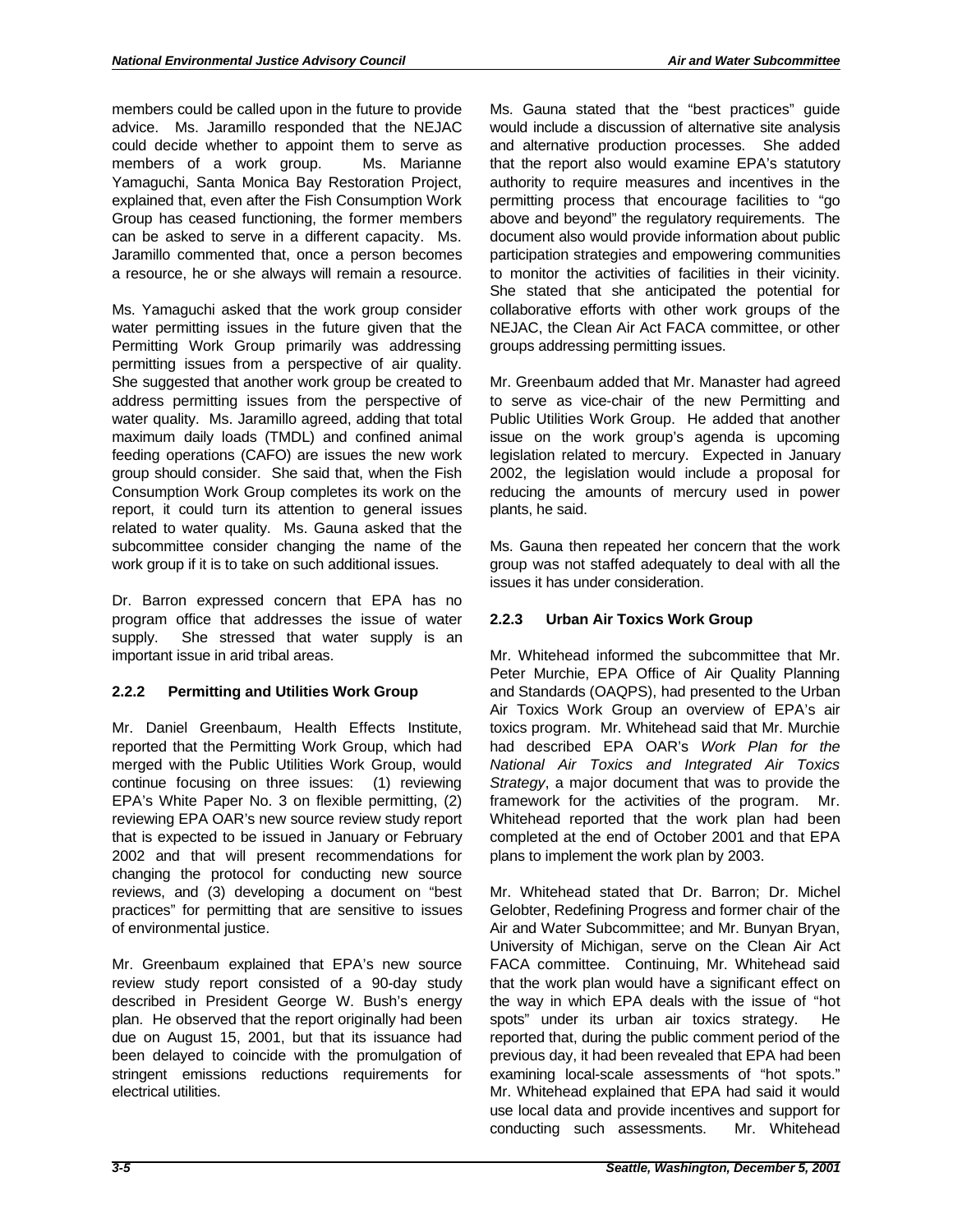members could be called upon in the future to provide advice. Ms. Jaramillo responded that the NEJAC could decide whether to appoint them to serve as members of a work group. Ms. Marianne Yamaguchi, Santa Monica Bay Restoration Project, explained that, even after the Fish Consumption Work Group has ceased functioning, the former members can be asked to serve in a different capacity. Ms. Jaramillo commented that, once a person becomes a resource, he or she always will remain a resource.

Ms. Yamaguchi asked that the work group consider water permitting issues in the future given that the Permitting Work Group primarily was addressing permitting issues from a perspective of air quality. She suggested that another work group be created to address permitting issues from the perspective of water quality. Ms. Jaramillo agreed, adding that total maximum daily loads (TMDL) and confined animal feeding operations (CAFO) are issues the new work group should consider. She said that, when the Fish Consumption Work Group completes its work on the report, it could turn its attention to general issues related to water quality. Ms. Gauna asked that the subcommittee consider changing the name of the work group if it is to take on such additional issues.

Dr. Barron expressed concern that EPA has no program office that addresses the issue of water supply. She stressed that water supply is an important issue in arid tribal areas.

### 2.2.2 Permitting and Utilities Work Group

Mr. Daniel Greenbaum, Health Effects Institute, reported that the Permitting Work Group, which had merged with the Public Utilities Work Group, would continue focusing on three issues: (1) reviewing EPA's White Paper No. 3 on flexible permitting, (2) reviewing EPA OAR's new source review study report that is expected to be issued in January or February 2002 and that will present recommendations for changing the protocol for conducting new source reviews, and (3) developing a document on "best practices" for permitting that are sensitive to issues of environmental justice.

Mr. Greenbaum explained that EPA's new source review study report consisted of a 90-day study described in President George W. Bush's energy plan. He observed that the report originally had been due on August 15, 2001, but that its issuance had been delayed to coincide with the promulgation of stringent emissions reductions requirements for electrical utilities.

Ms. Gauna stated that the "best practices" guide would include a discussion of alternative site analysis and alternative production processes. She added that the report also would examine EPA's statutory authority to require measures and incentives in the permitting process that encourage facilities to "go above and beyond" the regulatory requirements. The document also would provide information about public participation strategies and empowering communities to monitor the activities of facilities in their vicinity. She stated that she anticipated the potential for collaborative efforts with other work groups of the NEJAC, the Clean Air Act FACA committee, or other groups addressing permitting issues.

Mr. Greenbaum added that Mr. Manaster had agreed to serve as vice-chair of the new Permitting and Public Utilities Work Group. He added that another issue on the work group's agenda is upcoming legislation related to mercury. Expected in January 2002, the legislation would include a proposal for reducing the amounts of mercury used in power plants, he said.

Ms. Gauna then repeated her concern that the work group was not staffed adequately to deal with all the issues it has under consideration.

### 2.2.3 Urban Air Toxics Work Group

Mr. Whitehead informed the subcommittee that Mr. Peter Murchie, EPA Office of Air Quality Planning and Standards (OAQPS), had presented to the Urban Air Toxics Work Group an overview of EPA's air toxics program. Mr. Whitehead said that Mr. Murchie had described EPA OAR's *Work Plan for the National Air Toxics and Integrated Air Toxics Strategy*, a major document that was to provide the framework for the activities of the program. Mr. Whitehead reported that the work plan had been completed at the end of October 2001 and that EPA plans to implement the work plan by 2003.

Mr. Whitehead stated that Dr. Barron; Dr. Michel Gelobter, Redefining Progress and former chair of the Air and Water Subcommittee; and Mr. Bunyan Bryan, University of Michigan, serve on the Clean Air Act FACA committee. Continuing, Mr. Whitehead said that the work plan would have a significant effect on the way in which EPA deals with the issue of "hot spots" under its urban air toxics strategy. He reported that, during the public comment period of the previous day, it had been revealed that EPA had been examining local-scale assessments of "hot spots." Mr. Whitehead explained that EPA had said it would use local data and provide incentives and support for conducting such assessments. Mr. Whitehead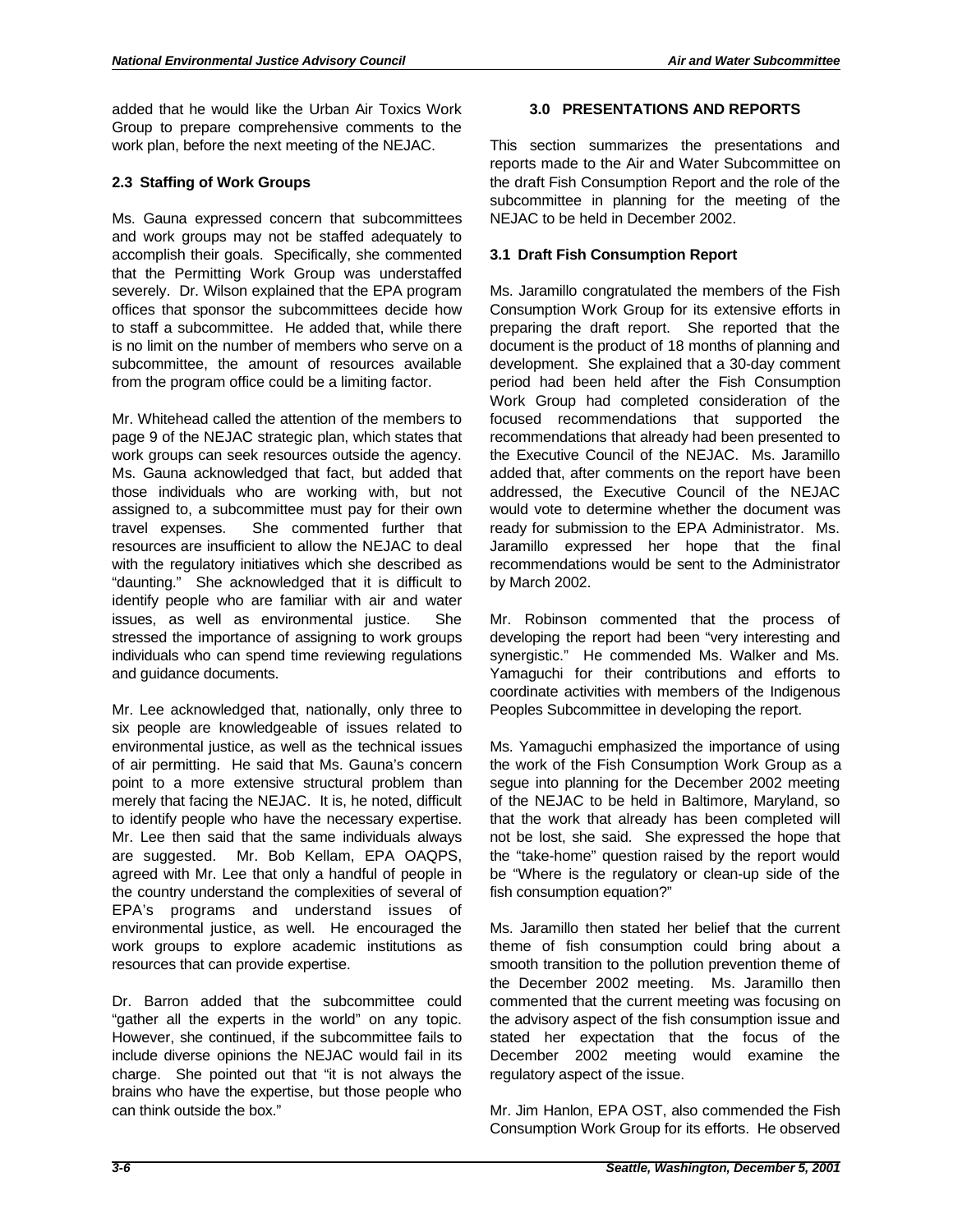added that he would like the Urban Air Toxics Work Group to prepare comprehensive comments to the work plan, before the next meeting of the NEJAC.

## 2.3 Staffing of Work Groups

Ms. Gauna expressed concern that subcommittees and work groups may not be staffed adequately to accomplish their goals. Specifically, she commented that the Permitting Work Group was understaffed severely. Dr. Wilson explained that the EPA program offices that sponsor the subcommittees decide how to staff a subcommittee. He added that, while there is no limit on the number of members who serve on a subcommittee, the amount of resources available from the program office could be a limiting factor.

Mr. Whitehead called the attention of the members to page 9 of the NEJAC strategic plan, which states that work groups can seek resources outside the agency. Ms. Gauna acknowledged that fact, but added that those individuals who are working with, but not assigned to, a subcommittee must pay for their own travel expenses. She commented further that resources are insufficient to allow the NEJAC to deal with the regulatory initiatives which she described as "daunting." She acknowledged that it is difficult to identify people who are familiar with air and water issues, as well as environmental justice. She stressed the importance of assigning to work groups individuals who can spend time reviewing regulations and guidance documents.

Mr. Lee acknowledged that, nationally, only three to six people are knowledgeable of issues related to environmental justice, as well as the technical issues of air permitting. He said that Ms. Gauna's concern point to a more extensive structural problem than merely that facing the NEJAC. It is, he noted, difficult to identify people who have the necessary expertise. Mr. Lee then said that the same individuals always are suggested. Mr. Bob Kellam, EPA OAQPS, agreed with Mr. Lee that only a handful of people in the country understand the complexities of several of EPA's programs and understand issues of environmental justice, as well. He encouraged the work groups to explore academic institutions as resources that can provide expertise.

Dr. Barron added that the subcommittee could "gather all the experts in the world" on any topic. However, she continued, if the subcommittee fails to include diverse opinions the NEJAC would fail in its charge. She pointed out that "it is not always the brains who have the expertise, but those people who can think outside the box."

# 3.0 PRESENTATIONS AND REPORTS

This section summarizes the presentations and reports made to the Air and Water Subcommittee on the draft Fish Consumption Report and the role of the subcommittee in planning for the meeting of the NEJAC to be held in December 2002.

## 3.1 Draft Fish Consumption Report

Ms. Jaramillo congratulated the members of the Fish Consumption Work Group for its extensive efforts in preparing the draft report. She reported that the document is the product of 18 months of planning and development. She explained that a 30-day comment period had been held after the Fish Consumption Work Group had completed consideration of the focused recommendations that supported the recommendations that already had been presented to the Executive Council of the NEJAC. Ms. Jaramillo added that, after comments on the report have been addressed, the Executive Council of the NEJAC would vote to determine whether the document was ready for submission to the EPA Administrator. Ms. Jaramillo expressed her hope that the final recommendations would be sent to the Administrator by March 2002.

Mr. Robinson commented that the process of developing the report had been "very interesting and synergistic." He commended Ms. Walker and Ms. Yamaguchi for their contributions and efforts to coordinate activities with members of the Indigenous Peoples Subcommittee in developing the report.

Ms. Yamaguchi emphasized the importance of using the work of the Fish Consumption Work Group as a segue into planning for the December 2002 meeting of the NEJAC to be held in Baltimore, Maryland, so that the work that already has been completed will not be lost, she said. She expressed the hope that the "take-home" question raised by the report would be "Where is the regulatory or clean-up side of the fish consumption equation?"

Ms. Jaramillo then stated her belief that the current theme of fish consumption could bring about a smooth transition to the pollution prevention theme of the December 2002 meeting. Ms. Jaramillo then commented that the current meeting was focusing on the advisory aspect of the fish consumption issue and stated her expectation that the focus of the December 2002 meeting would examine the regulatory aspect of the issue.

Mr. Jim Hanlon, EPA OST, also commended the Fish Consumption Work Group for its efforts. He observed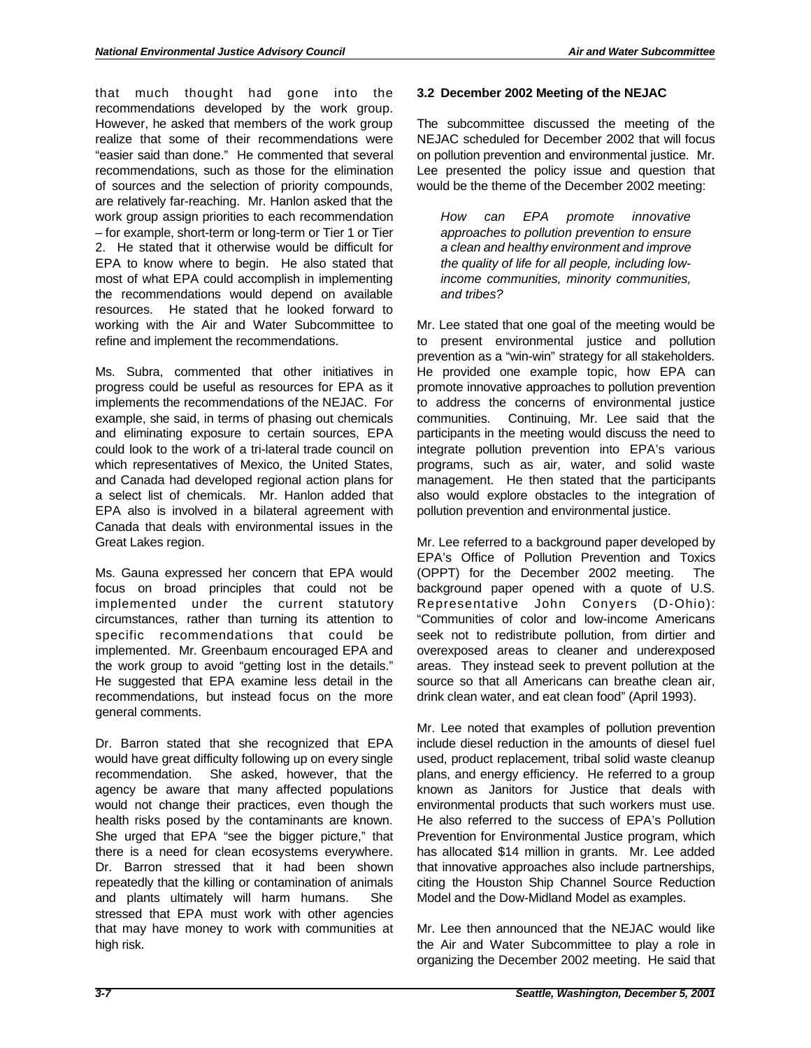that much thought had gone into the recommendations developed by the work group. However, he asked that members of the work group realize that some of their recommendations were "easier said than done." He commented that several recommendations, such as those for the elimination of sources and the selection of priority compounds, are relatively far-reaching. Mr. Hanlon asked that the work group assign priorities to each recommendation – for example, short-term or long-term or Tier 1 or Tier 2. He stated that it otherwise would be difficult for EPA to know where to begin. He also stated that most of what EPA could accomplish in implementing the recommendations would depend on available resources. He stated that he looked forward to working with the Air and Water Subcommittee to refine and implement the recommendations.

Ms. Subra, commented that other initiatives in progress could be useful as resources for EPA as it implements the recommendations of the NEJAC. For example, she said, in terms of phasing out chemicals and eliminating exposure to certain sources, EPA could look to the work of a tri-lateral trade council on which representatives of Mexico, the United States, and Canada had developed regional action plans for a select list of chemicals. Mr. Hanlon added that EPA also is involved in a bilateral agreement with Canada that deals with environmental issues in the Great Lakes region.

Ms. Gauna expressed her concern that EPA would focus on broad principles that could not be implemented under the current statutory circumstances, rather than turning its attention to specific recommendations that could be implemented. Mr. Greenbaum encouraged EPA and the work group to avoid "getting lost in the details." He suggested that EPA examine less detail in the recommendations, but instead focus on the more general comments.

Dr. Barron stated that she recognized that EPA would have great difficulty following up on every single recommendation. She asked, however, that the agency be aware that many affected populations would not change their practices, even though the health risks posed by the contaminants are known. She urged that EPA "see the bigger picture," that there is a need for clean ecosystems everywhere. Dr. Barron stressed that it had been shown repeatedly that the killing or contamination of animals and plants ultimately will harm humans. She stressed that EPA must work with other agencies that may have money to work with communities at high risk.

### 3.2 December 2002 Meeting of the NEJAC

The subcommittee discussed the meeting of the NEJAC scheduled for December 2002 that will focus on pollution prevention and environmental justice. Mr. Lee presented the policy issue and question that would be the theme of the December 2002 meeting:

> *How can EPA promote innovative approaches to pollution prevention to ensure a clean and healthy environment and improve the quality of life for all people, including low-income communities, minority communities, and tribes?*

Mr. Lee stated that one goal of the meeting would be to present environmental justice and pollution prevention as a "win-win" strategy for all stakeholders. He provided one example topic, how EPA can promote innovative approaches to pollution prevention to address the concerns of environmental justice communities. Continuing, Mr. Lee said that the participants in the meeting would discuss the need to integrate pollution prevention into EPA's various programs, such as air, water, and solid waste management. He then stated that the participants also would explore obstacles to the integration of pollution prevention and environmental justice.

Mr. Lee referred to a background paper developed by EPA's Office of Pollution Prevention and Toxics (OPPT) for the December 2002 meeting. The background paper opened with a quote of U.S. Representative John Conyers (D-Ohio): "Communities of color and low-income Americans seek not to redistribute pollution, from dirtier and overexposed areas to cleaner and underexposed areas. They instead seek to prevent pollution at the source so that all Americans can breathe clean air, drink clean water, and eat clean food" (April 1993).

Mr. Lee noted that examples of pollution prevention include diesel reduction in the amounts of diesel fuel used, product replacement, tribal solid waste cleanup plans, and energy efficiency. He referred to a group known as Janitors for Justice that deals with environmental products that such workers must use. He also referred to the success of EPA's Pollution Prevention for Environmental Justice program, which has allocated $14 million in grants. Mr. Lee added that innovative approaches also include partnerships, citing the Houston Ship Channel Source Reduction Model and the Dow-Midland Model as examples.

Mr. Lee then announced that the NEJAC would like the Air and Water Subcommittee to play a role in organizing the December 2002 meeting. He said that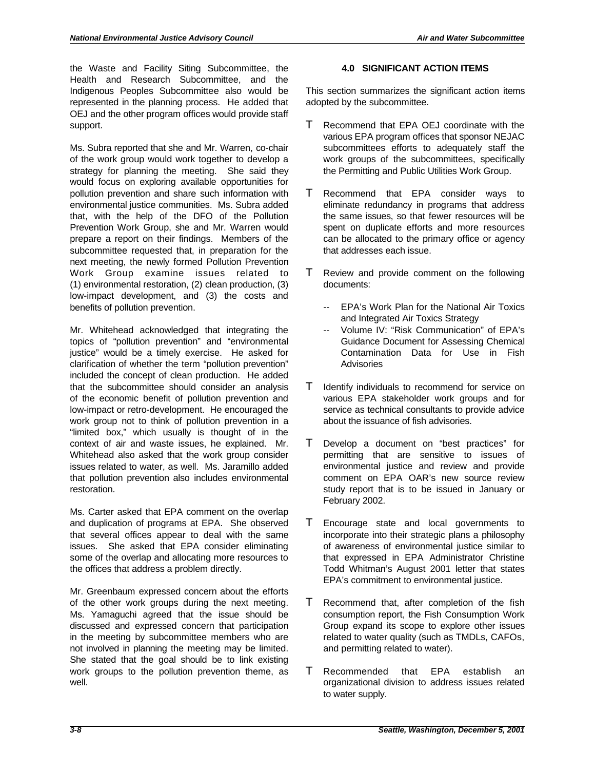the Waste and Facility Siting Subcommittee, the Health and Research Subcommittee, and the Indigenous Peoples Subcommittee also would be represented in the planning process. He added that OEJ and the other program offices would provide staff support.

Ms. Subra reported that she and Mr. Warren, co-chair of the work group would work together to develop a strategy for planning the meeting. She said they would focus on exploring available opportunities for pollution prevention and share such information with environmental justice communities. Ms. Subra added that, with the help of the DFO of the Pollution Prevention Work Group, she and Mr. Warren would prepare a report on their findings. Members of the subcommittee requested that, in preparation for the next meeting, the newly formed Pollution Prevention Work Group examine issues related to (1) environmental restoration, (2) clean production, (3) low-impact development, and (3) the costs and benefits of pollution prevention.

Mr. Whitehead acknowledged that integrating the topics of "pollution prevention" and "environmental justice" would be a timely exercise. He asked for clarification of whether the term "pollution prevention" included the concept of clean production. He added that the subcommittee should consider an analysis of the economic benefit of pollution prevention and low-impact or retro-development. He encouraged the work group not to think of pollution prevention in a "limited box," which usually is thought of in the context of air and waste issues, he explained. Mr. Whitehead also asked that the work group consider issues related to water, as well. Ms. Jaramillo added that pollution prevention also includes environmental restoration.

Ms. Carter asked that EPA comment on the overlap and duplication of programs at EPA. She observed that several offices appear to deal with the same issues. She asked that EPA consider eliminating some of the overlap and allocating more resources to the offices that address a problem directly.

Mr. Greenbaum expressed concern about the efforts of the other work groups during the next meeting. Ms. Yamaguchi agreed that the issue should be discussed and expressed concern that participation in the meeting by subcommittee members who are not involved in planning the meeting may be limited. She stated that the goal should be to link existing work groups to the pollution prevention theme, as well.

#### 4.0 SIGNIFICANT ACTION ITEMS

This section summarizes the significant action items adopted by the subcommittee.

- Recommend that EPA OEJ coordinate with the various EPA program offices that sponsor NEJAC subcommittees efforts to adequately staff the work groups of the subcommittees, specifically the Permitting and Public Utilities Work Group.
- Recommend that EPA consider ways to eliminate redundancy in programs that address the same issues, so that fewer resources will be spent on duplicate efforts and more resources can be allocated to the primary office or agency that addresses each issue.
- Review and provide comment on the following documents:
  - EPA's Work Plan for the National Air Toxics and Integrated Air Toxics Strategy
  - Volume IV: "Risk Communication" of EPA's Guidance Document for Assessing Chemical Contamination Data for Use in Fish Advisories
- Identify individuals to recommend for service on various EPA stakeholder work groups and for service as technical consultants to provide advice about the issuance of fish advisories.
- Develop a document on "best practices" for permitting that are sensitive to issues of environmental justice and review and provide comment on EPA OAR's new source review study report that is to be issued in January or February 2002.
- Encourage state and local governments to incorporate into their strategic plans a philosophy of awareness of environmental justice similar to that expressed in EPA Administrator Christine Todd Whitman's August 2001 letter that states EPA's commitment to environmental justice.
- Recommend that, after completion of the fish consumption report, the Fish Consumption Work Group expand its scope to explore other issues related to water quality (such as TMDLs, CAFOs, and permitting related to water).
- Recommended that EPA establish an organizational division to address issues related to water supply.